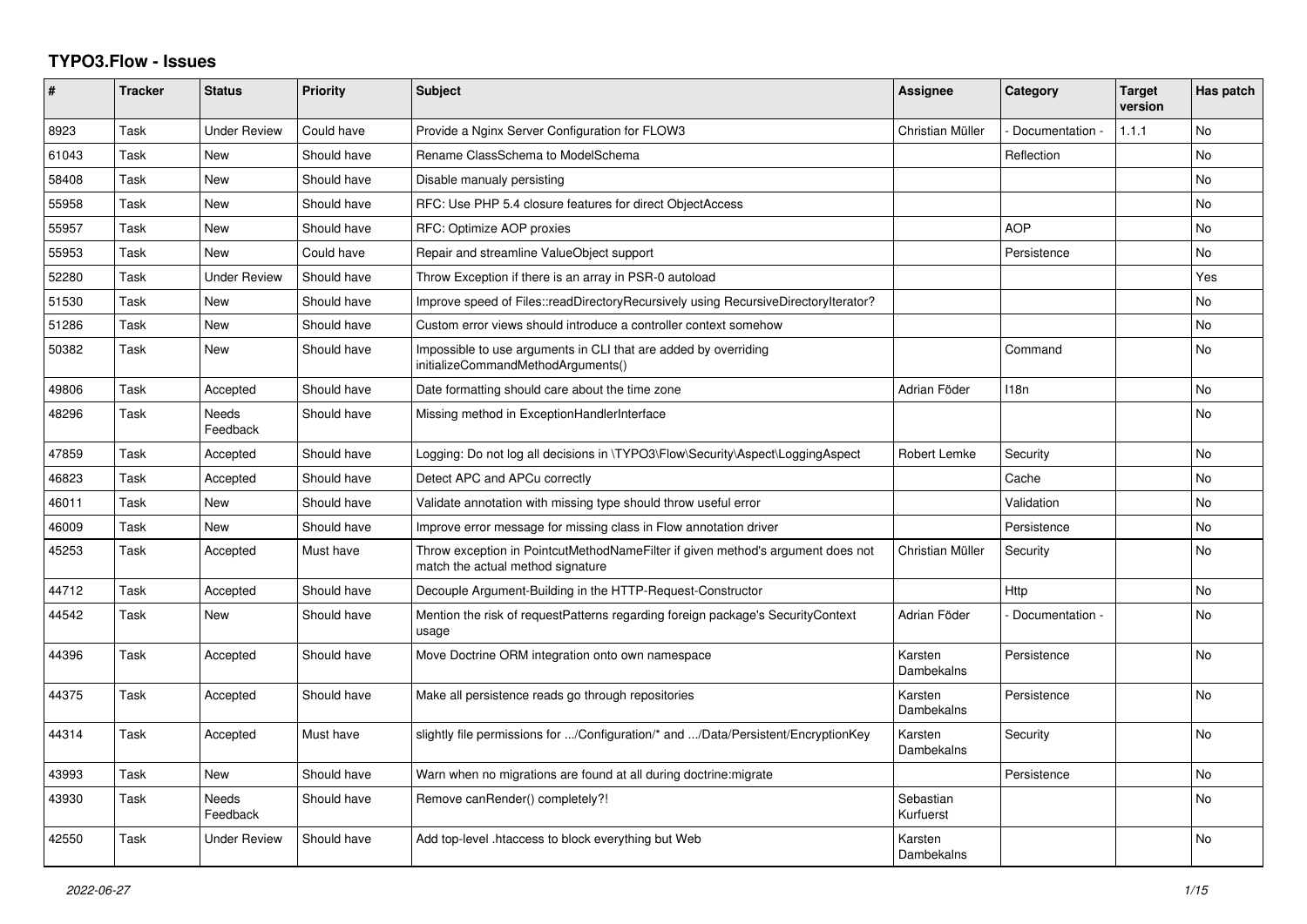# TYPO3.Flow - Issues

| # | Tracker | Status | Priority | Subject | Assignee | Category | Target version | Has patch |
|---|---|---|---|---|---|---|---|---|
| 8923 | Task | Under Review | Could have | Provide a Nginx Server Configuration for FLOW3 | Christian Müller | - Documentation - | 1.1.1 | No |
| 61043 | Task | New | Should have | Rename ClassSchema to ModelSchema | | Reflection | | No |
| 58408 | Task | New | Should have | Disable manualy persisting | | | | No |
| 55958 | Task | New | Should have | RFC: Use PHP 5.4 closure features for direct ObjectAccess | | | | No |
| 55957 | Task | New | Should have | RFC: Optimize AOP proxies | | AOP | | No |
| 55953 | Task | New | Could have | Repair and streamline ValueObject support | | Persistence | | No |
| 52280 | Task | Under Review | Should have | Throw Exception if there is an array in PSR-0 autoload | | | | Yes |
| 51530 | Task | New | Should have | Improve speed of Files::readDirectoryRecursively using RecursiveDirectoryIterator? | | | | No |
| 51286 | Task | New | Should have | Custom error views should introduce a controller context somehow | | | | No |
| 50382 | Task | New | Should have | Impossible to use arguments in CLI that are added by overriding initializeCommandMethodArguments() | | Command | | No |
| 49806 | Task | Accepted | Should have | Date formatting should care about the time zone | Adrian Föder | I18n | | No |
| 48296 | Task | Needs Feedback | Should have | Missing method in ExceptionHandlerInterface | | | | No |
| 47859 | Task | Accepted | Should have | Logging: Do not log all decisions in \TYPO3\Flow\Security\Aspect\LoggingAspect | Robert Lemke | Security | | No |
| 46823 | Task | Accepted | Should have | Detect APC and APCu correctly | | Cache | | No |
| 46011 | Task | New | Should have | Validate annotation with missing type should throw useful error | | Validation | | No |
| 46009 | Task | New | Should have | Improve error message for missing class in Flow annotation driver | | Persistence | | No |
| 45253 | Task | Accepted | Must have | Throw exception in PointcutMethodNameFilter if given method's argument does not match the actual method signature | Christian Müller | Security | | No |
| 44712 | Task | Accepted | Should have | Decouple Argument-Building in the HTTP-Request-Constructor | | Http | | No |
| 44542 | Task | New | Should have | Mention the risk of requestPatterns regarding foreign package's SecurityContext usage | Adrian Föder | - Documentation - | | No |
| 44396 | Task | Accepted | Should have | Move Doctrine ORM integration onto own namespace | Karsten Dambekalns | Persistence | | No |
| 44375 | Task | Accepted | Should have | Make all persistence reads go through repositories | Karsten Dambekalns | Persistence | | No |
| 44314 | Task | Accepted | Must have | slightly file permissions for .../Configuration/* and .../Data/Persistent/EncryptionKey | Karsten Dambekalns | Security | | No |
| 43993 | Task | New | Should have | Warn when no migrations are found at all during doctrine:migrate | | Persistence | | No |
| 43930 | Task | Needs Feedback | Should have | Remove canRender() completely?! | Sebastian Kurfuerst | | | No |
| 42550 | Task | Under Review | Should have | Add top-level .htaccess to block everything but Web | Karsten Dambekalns | | | No |

*2022-06-27*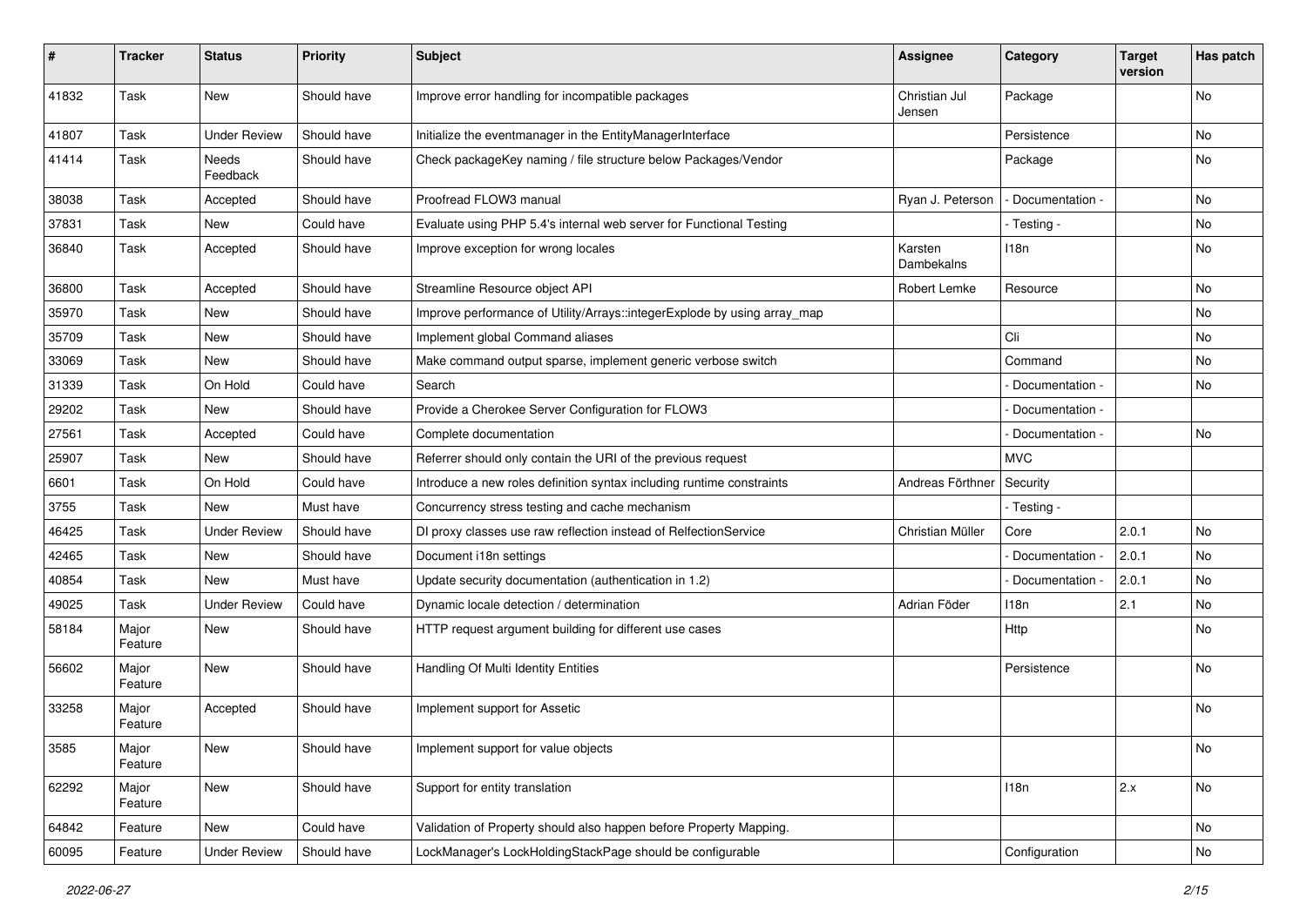| # | Tracker | Status | Priority | Subject | Assignee | Category | Target version | Has patch |
|---|---|---|---|---|---|---|---|---|
| 41832 | Task | New | Should have | Improve error handling for incompatible packages | Christian Jul Jensen | Package | | No |
| 41807 | Task | Under Review | Should have | Initialize the eventmanager in the EntityManagerInterface | | Persistence | | No |
| 41414 | Task | Needs Feedback | Should have | Check packageKey naming / file structure below Packages/Vendor | | Package | | No |
| 38038 | Task | Accepted | Should have | Proofread FLOW3 manual | Ryan J. Peterson | - Documentation - | | No |
| 37831 | Task | New | Could have | Evaluate using PHP 5.4's internal web server for Functional Testing | | - Testing - | | No |
| 36840 | Task | Accepted | Should have | Improve exception for wrong locales | Karsten Dambekalns | I18n | | No |
| 36800 | Task | Accepted | Should have | Streamline Resource object API | Robert Lemke | Resource | | No |
| 35970 | Task | New | Should have | Improve performance of Utility/Arrays::integerExplode by using array_map | | | | No |
| 35709 | Task | New | Should have | Implement global Command aliases | | Cli | | No |
| 33069 | Task | New | Should have | Make command output sparse, implement generic verbose switch | | Command | | No |
| 31339 | Task | On Hold | Could have | Search | | - Documentation - | | No |
| 29202 | Task | New | Should have | Provide a Cherokee Server Configuration for FLOW3 | | - Documentation - | | |
| 27561 | Task | Accepted | Could have | Complete documentation | | - Documentation - | | No |
| 25907 | Task | New | Should have | Referrer should only contain the URI of the previous request | | MVC | | |
| 6601 | Task | On Hold | Could have | Introduce a new roles definition syntax including runtime constraints | Andreas Förthner | Security | | |
| 3755 | Task | New | Must have | Concurrency stress testing and cache mechanism | | - Testing - | | |
| 46425 | Task | Under Review | Should have | DI proxy classes use raw reflection instead of RelfectionService | Christian Müller | Core | 2.0.1 | No |
| 42465 | Task | New | Should have | Document i18n settings | | - Documentation - | 2.0.1 | No |
| 40854 | Task | New | Must have | Update security documentation (authentication in 1.2) | | - Documentation - | 2.0.1 | No |
| 49025 | Task | Under Review | Could have | Dynamic locale detection / determination | Adrian Föder | I18n | 2.1 | No |
| 58184 | Major Feature | New | Should have | HTTP request argument building for different use cases | | Http | | No |
| 56602 | Major Feature | New | Should have | Handling Of Multi Identity Entities | | Persistence | | No |
| 33258 | Major Feature | Accepted | Should have | Implement support for Assetic | | | | No |
| 3585 | Major Feature | New | Should have | Implement support for value objects | | | | No |
| 62292 | Major Feature | New | Should have | Support for entity translation | | I18n | 2.x | No |
| 64842 | Feature | New | Could have | Validation of Property should also happen before Property Mapping. | | | | No |
| 60095 | Feature | Under Review | Should have | LockManager's LockHoldingStackPage should be configurable | | Configuration | | No |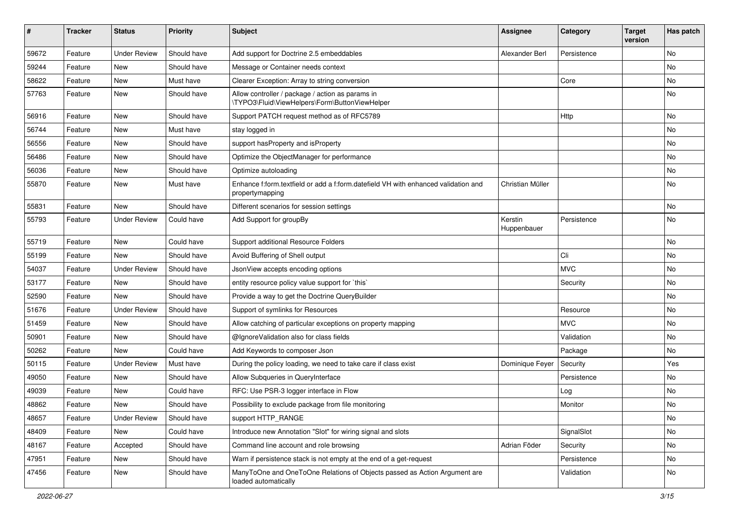| # | Tracker | Status | Priority | Subject | Assignee | Category | Target version | Has patch |
|---|---|---|---|---|---|---|---|---|
| 59672 | Feature | Under Review | Should have | Add support for Doctrine 2.5 embeddables | Alexander Berl | Persistence | | No |
| 59244 | Feature | New | Should have | Message or Container needs context | | | | No |
| 58622 | Feature | New | Must have | Clearer Exception: Array to string conversion | | Core | | No |
| 57763 | Feature | New | Should have | Allow controller / package / action as params in \TYPO3\Fluid\ViewHelpers\Form\ButtonViewHelper | | | | No |
| 56916 | Feature | New | Should have | Support PATCH request method as of RFC5789 | | Http | | No |
| 56744 | Feature | New | Must have | stay logged in | | | | No |
| 56556 | Feature | New | Should have | support hasProperty and isProperty | | | | No |
| 56486 | Feature | New | Should have | Optimize the ObjectManager for performance | | | | No |
| 56036 | Feature | New | Should have | Optimize autoloading | | | | No |
| 55870 | Feature | New | Must have | Enhance f:form.textfield or add a f:form.datefield VH with enhanced validation and propertymapping | Christian Müller | | | No |
| 55831 | Feature | New | Should have | Different scenarios for session settings | | | | No |
| 55793 | Feature | Under Review | Could have | Add Support for groupBy | Kerstin Huppenbauer | Persistence | | No |
| 55719 | Feature | New | Could have | Support additional Resource Folders | | | | No |
| 55199 | Feature | New | Should have | Avoid Buffering of Shell output | | Cli | | No |
| 54037 | Feature | Under Review | Should have | JsonView accepts encoding options | | MVC | | No |
| 53177 | Feature | New | Should have | entity resource policy value support for `this` | | Security | | No |
| 52590 | Feature | New | Should have | Provide a way to get the Doctrine QueryBuilder | | | | No |
| 51676 | Feature | Under Review | Should have | Support of symlinks for Resources | | Resource | | No |
| 51459 | Feature | New | Should have | Allow catching of particular exceptions on property mapping | | MVC | | No |
| 50901 | Feature | New | Should have | @IgnoreValidation also for class fields | | Validation | | No |
| 50262 | Feature | New | Could have | Add Keywords to composer Json | | Package | | No |
| 50115 | Feature | Under Review | Must have | During the policy loading, we need to take care if class exist | Dominique Feyer | Security | | Yes |
| 49050 | Feature | New | Should have | Allow Subqueries in QueryInterface | | Persistence | | No |
| 49039 | Feature | New | Could have | RFC: Use PSR-3 logger interface in Flow | | Log | | No |
| 48862 | Feature | New | Should have | Possibility to exclude package from file monitoring | | Monitor | | No |
| 48657 | Feature | Under Review | Should have | support HTTP_RANGE | | | | No |
| 48409 | Feature | New | Could have | Introduce new Annotation "Slot" for wiring signal and slots | | SignalSlot | | No |
| 48167 | Feature | Accepted | Should have | Command line account and role browsing | Adrian Föder | Security | | No |
| 47951 | Feature | New | Should have | Warn if persistence stack is not empty at the end of a get-request | | Persistence | | No |
| 47456 | Feature | New | Should have | ManyToOne and OneToOne Relations of Objects passed as Action Argument are loaded automatically | | Validation | | No |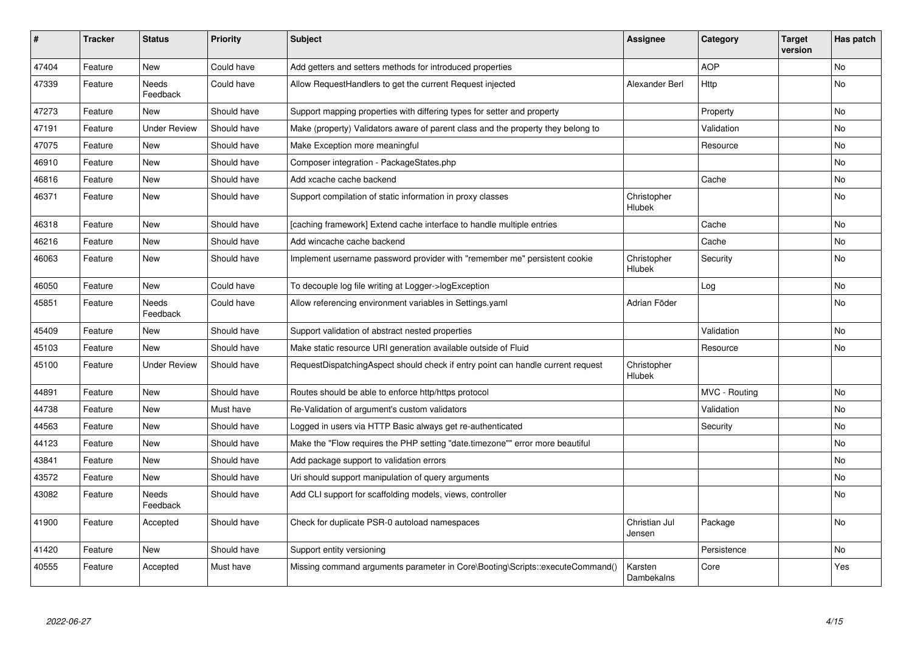| # | Tracker | Status | Priority | Subject | Assignee | Category | Target version | Has patch |
|---|---|---|---|---|---|---|---|---|
| 47404 | Feature | New | Could have | Add getters and setters methods for introduced properties | | AOP | | No |
| 47339 | Feature | Needs Feedback | Could have | Allow RequestHandlers to get the current Request injected | Alexander Berl | Http | | No |
| 47273 | Feature | New | Should have | Support mapping properties with differing types for setter and property | | Property | | No |
| 47191 | Feature | Under Review | Should have | Make (property) Validators aware of parent class and the property they belong to | | Validation | | No |
| 47075 | Feature | New | Should have | Make Exception more meaningful | | Resource | | No |
| 46910 | Feature | New | Should have | Composer integration - PackageStates.php | | | | No |
| 46816 | Feature | New | Should have | Add xcache cache backend | | Cache | | No |
| 46371 | Feature | New | Should have | Support compilation of static information in proxy classes | Christopher Hlubek | | | No |
| 46318 | Feature | New | Should have | [caching framework] Extend cache interface to handle multiple entries | | Cache | | No |
| 46216 | Feature | New | Should have | Add wincache cache backend | | Cache | | No |
| 46063 | Feature | New | Should have | Implement username password provider with "remember me" persistent cookie | Christopher Hlubek | Security | | No |
| 46050 | Feature | New | Could have | To decouple log file writing at Logger->logException | | Log | | No |
| 45851 | Feature | Needs Feedback | Could have | Allow referencing environment variables in Settings.yaml | Adrian Föder | | | No |
| 45409 | Feature | New | Should have | Support validation of abstract nested properties | | Validation | | No |
| 45103 | Feature | New | Should have | Make static resource URI generation available outside of Fluid | | Resource | | No |
| 45100 | Feature | Under Review | Should have | RequestDispatchingAspect should check if entry point can handle current request | Christopher Hlubek | | | |
| 44891 | Feature | New | Should have | Routes should be able to enforce http/https protocol | | MVC - Routing | | No |
| 44738 | Feature | New | Must have | Re-Validation of argument's custom validators | | Validation | | No |
| 44563 | Feature | New | Should have | Logged in users via HTTP Basic always get re-authenticated | | Security | | No |
| 44123 | Feature | New | Should have | Make the "Flow requires the PHP setting "date.timezone"" error more beautiful | | | | No |
| 43841 | Feature | New | Should have | Add package support to validation errors | | | | No |
| 43572 | Feature | New | Should have | Uri should support manipulation of query arguments | | | | No |
| 43082 | Feature | Needs Feedback | Should have | Add CLI support for scaffolding models, views, controller | | | | No |
| 41900 | Feature | Accepted | Should have | Check for duplicate PSR-0 autoload namespaces | Christian Jul Jensen | Package | | No |
| 41420 | Feature | New | Should have | Support entity versioning | | Persistence | | No |
| 40555 | Feature | Accepted | Must have | Missing command arguments parameter in Core\Booting\Scripts::executeCommand() | Karsten Dambekalns | Core | | Yes |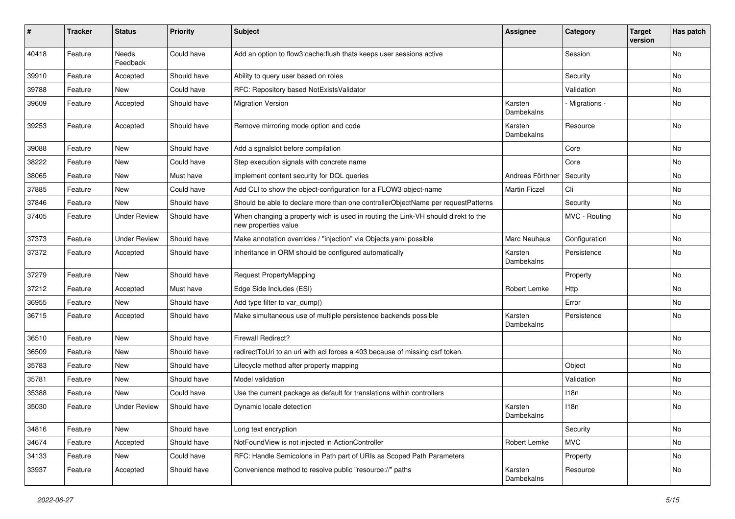| # | Tracker | Status | Priority | Subject | Assignee | Category | Target version | Has patch |
|---|---|---|---|---|---|---|---|---|
| 40418 | Feature | Needs Feedback | Could have | Add an option to flow3:cache:flush thats keeps user sessions active | | Session | | No |
| 39910 | Feature | Accepted | Should have | Ability to query user based on roles | | Security | | No |
| 39788 | Feature | New | Could have | RFC: Repository based NotExistsValidator | | Validation | | No |
| 39609 | Feature | Accepted | Should have | Migration Version | Karsten Dambekalns | - Migrations - | | No |
| 39253 | Feature | Accepted | Should have | Remove mirroring mode option and code | Karsten Dambekalns | Resource | | No |
| 39088 | Feature | New | Should have | Add a sgnalslot before compilation | | Core | | No |
| 38222 | Feature | New | Could have | Step execution signals with concrete name | | Core | | No |
| 38065 | Feature | New | Must have | Implement content security for DQL queries | Andreas Förthner | Security | | No |
| 37885 | Feature | New | Could have | Add CLI to show the object-configuration for a FLOW3 object-name | Martin Ficzel | Cli | | No |
| 37846 | Feature | New | Should have | Should be able to declare more than one controllerObjectName per requestPatterns | | Security | | No |
| 37405 | Feature | Under Review | Should have | When changing a property wich is used in routing the Link-VH should direkt to the new properties value | | MVC - Routing | | No |
| 37373 | Feature | Under Review | Should have | Make annotation overrides / "injection" via Objects.yaml possible | Marc Neuhaus | Configuration | | No |
| 37372 | Feature | Accepted | Should have | Inheritance in ORM should be configured automatically | Karsten Dambekalns | Persistence | | No |
| 37279 | Feature | New | Should have | Request PropertyMapping | | Property | | No |
| 37212 | Feature | Accepted | Must have | Edge Side Includes (ESI) | Robert Lemke | Http | | No |
| 36955 | Feature | New | Should have | Add type filter to var_dump() | | Error | | No |
| 36715 | Feature | Accepted | Should have | Make simultaneous use of multiple persistence backends possible | Karsten Dambekalns | Persistence | | No |
| 36510 | Feature | New | Should have | Firewall Redirect? | | | | No |
| 36509 | Feature | New | Should have | redirectToUri to an uri with acl forces a 403 because of missing csrf token. | | | | No |
| 35783 | Feature | New | Should have | Lifecycle method after property mapping | | Object | | No |
| 35781 | Feature | New | Should have | Model validation | | Validation | | No |
| 35388 | Feature | New | Could have | Use the current package as default for translations within controllers | | I18n | | No |
| 35030 | Feature | Under Review | Should have | Dynamic locale detection | Karsten Dambekalns | I18n | | No |
| 34816 | Feature | New | Should have | Long text encryption | | Security | | No |
| 34674 | Feature | Accepted | Should have | NotFoundView is not injected in ActionController | Robert Lemke | MVC | | No |
| 34133 | Feature | New | Could have | RFC: Handle Semicolons in Path part of URIs as Scoped Path Parameters | | Property | | No |
| 33937 | Feature | Accepted | Should have | Convenience method to resolve public "resource://" paths | Karsten Dambekalns | Resource | | No |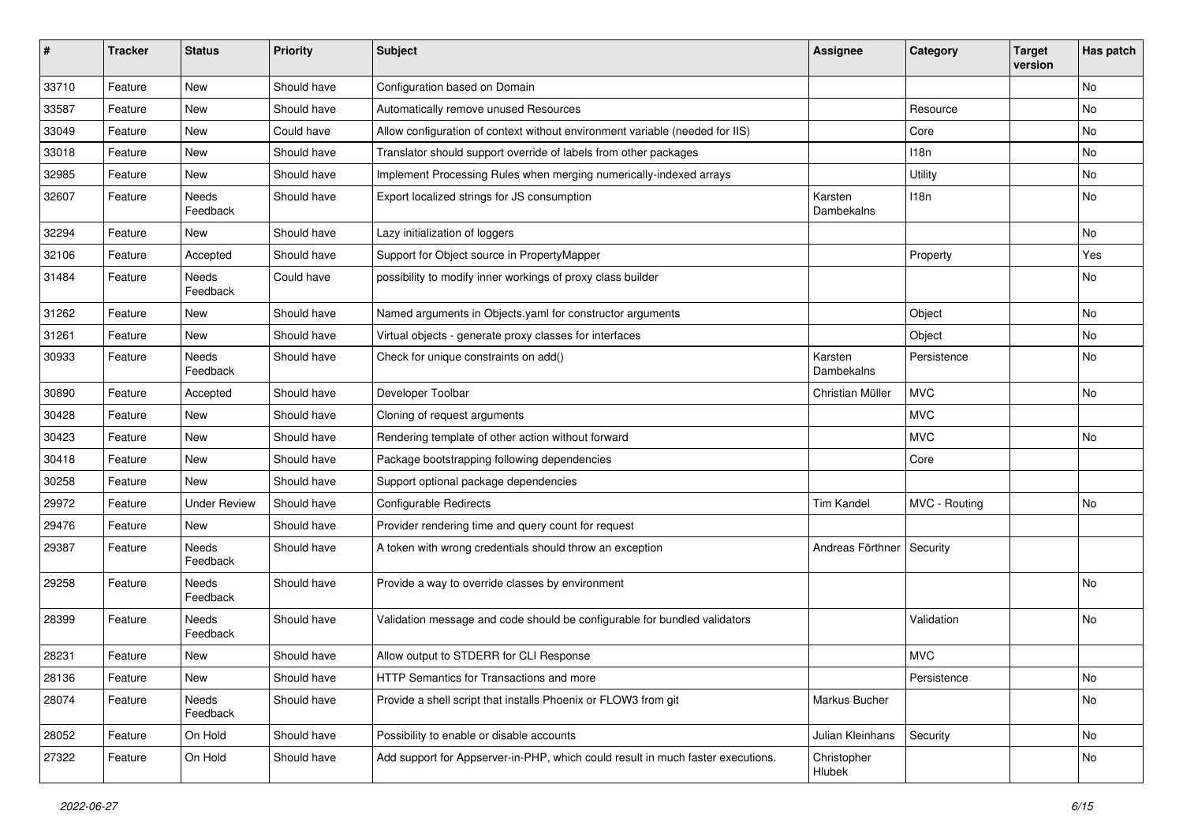| # | Tracker | Status | Priority | Subject | Assignee | Category | Target version | Has patch |
|---|---|---|---|---|---|---|---|---|
| 33710 | Feature | New | Should have | Configuration based on Domain | | | | No |
| 33587 | Feature | New | Should have | Automatically remove unused Resources | | Resource | | No |
| 33049 | Feature | New | Could have | Allow configuration of context without environment variable (needed for IIS) | | Core | | No |
| 33018 | Feature | New | Should have | Translator should support override of labels from other packages | | I18n | | No |
| 32985 | Feature | New | Should have | Implement Processing Rules when merging numerically-indexed arrays | | Utility | | No |
| 32607 | Feature | Needs Feedback | Should have | Export localized strings for JS consumption | Karsten Dambekalns | I18n | | No |
| 32294 | Feature | New | Should have | Lazy initialization of loggers | | | | No |
| 32106 | Feature | Accepted | Should have | Support for Object source in PropertyMapper | | Property | | Yes |
| 31484 | Feature | Needs Feedback | Could have | possibility to modify inner workings of proxy class builder | | | | No |
| 31262 | Feature | New | Should have | Named arguments in Objects.yaml for constructor arguments | | Object | | No |
| 31261 | Feature | New | Should have | Virtual objects - generate proxy classes for interfaces | | Object | | No |
| 30933 | Feature | Needs Feedback | Should have | Check for unique constraints on add() | Karsten Dambekalns | Persistence | | No |
| 30890 | Feature | Accepted | Should have | Developer Toolbar | Christian Müller | MVC | | No |
| 30428 | Feature | New | Should have | Cloning of request arguments | | MVC | | |
| 30423 | Feature | New | Should have | Rendering template of other action without forward | | MVC | | No |
| 30418 | Feature | New | Should have | Package bootstrapping following dependencies | | Core | | |
| 30258 | Feature | New | Should have | Support optional package dependencies | | | | |
| 29972 | Feature | Under Review | Should have | Configurable Redirects | Tim Kandel | MVC - Routing | | No |
| 29476 | Feature | New | Should have | Provider rendering time and query count for request | | | | |
| 29387 | Feature | Needs Feedback | Should have | A token with wrong credentials should throw an exception | Andreas Förthner | Security | | |
| 29258 | Feature | Needs Feedback | Should have | Provide a way to override classes by environment | | | | No |
| 28399 | Feature | Needs Feedback | Should have | Validation message and code should be configurable for bundled validators | | Validation | | No |
| 28231 | Feature | New | Should have | Allow output to STDERR for CLI Response | | MVC | | |
| 28136 | Feature | New | Should have | HTTP Semantics for Transactions and more | | Persistence | | No |
| 28074 | Feature | Needs Feedback | Should have | Provide a shell script that installs Phoenix or FLOW3 from git | Markus Bucher | | | No |
| 28052 | Feature | On Hold | Should have | Possibility to enable or disable accounts | Julian Kleinhans | Security | | No |
| 27322 | Feature | On Hold | Should have | Add support for Appserver-in-PHP, which could result in much faster executions. | Christopher Hlubek | | | No |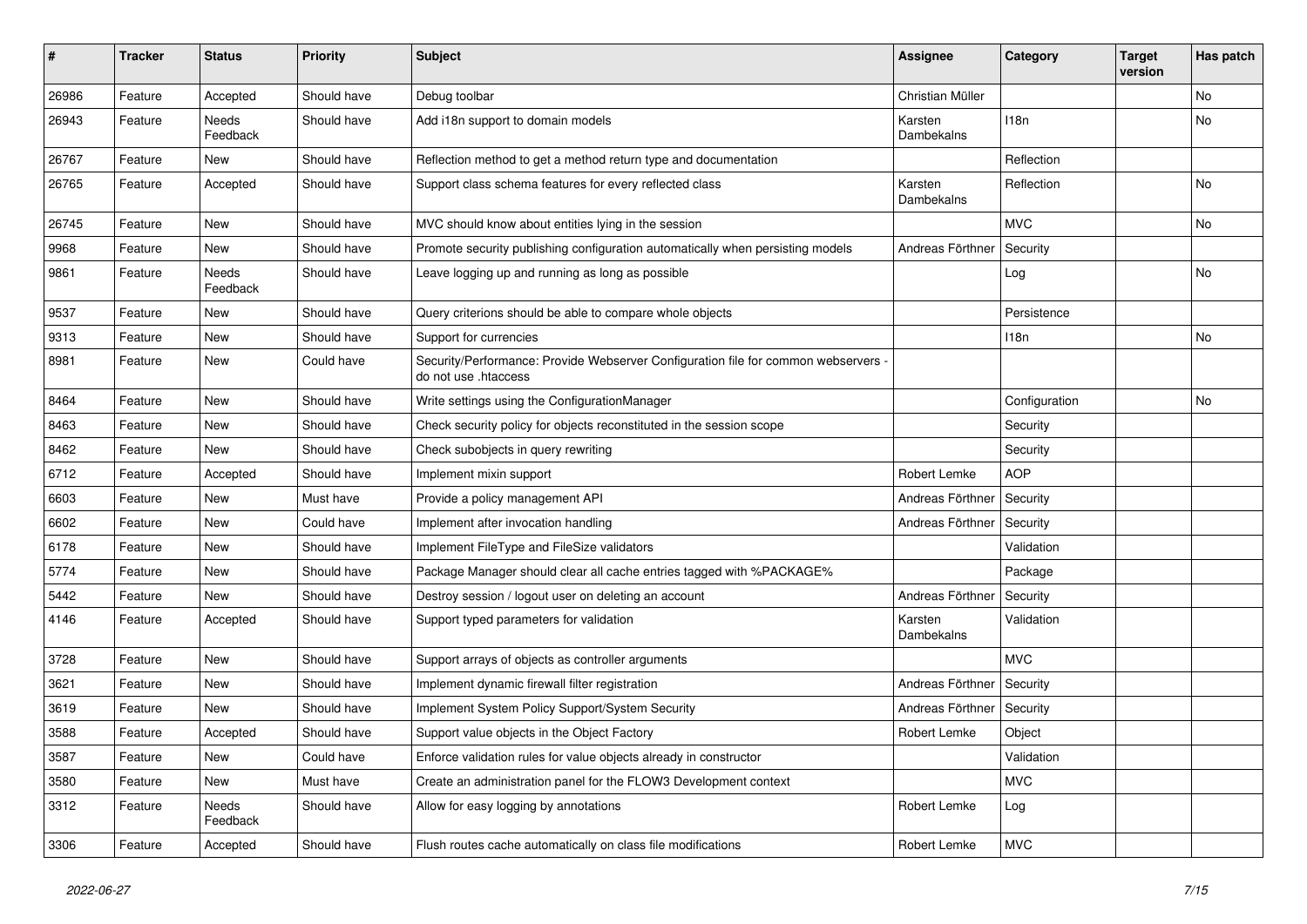| # | Tracker | Status | Priority | Subject | Assignee | Category | Target version | Has patch |
|---|---|---|---|---|---|---|---|---|
| 26986 | Feature | Accepted | Should have | Debug toolbar | Christian Müller | | | No |
| 26943 | Feature | Needs Feedback | Should have | Add i18n support to domain models | Karsten Dambekalns | I18n | | No |
| 26767 | Feature | New | Should have | Reflection method to get a method return type and documentation | | Reflection | | |
| 26765 | Feature | Accepted | Should have | Support class schema features for every reflected class | Karsten Dambekalns | Reflection | | No |
| 26745 | Feature | New | Should have | MVC should know about entities lying in the session | | MVC | | No |
| 9968 | Feature | New | Should have | Promote security publishing configuration automatically when persisting models | Andreas Förthner | Security | | |
| 9861 | Feature | Needs Feedback | Should have | Leave logging up and running as long as possible | | Log | | No |
| 9537 | Feature | New | Should have | Query criterions should be able to compare whole objects | | Persistence | | |
| 9313 | Feature | New | Should have | Support for currencies | | I18n | | No |
| 8981 | Feature | New | Could have | Security/Performance: Provide Webserver Configuration file for common webservers - do not use .htaccess | | | | |
| 8464 | Feature | New | Should have | Write settings using the ConfigurationManager | | Configuration | | No |
| 8463 | Feature | New | Should have | Check security policy for objects reconstituted in the session scope | | Security | | |
| 8462 | Feature | New | Should have | Check subobjects in query rewriting | | Security | | |
| 6712 | Feature | Accepted | Should have | Implement mixin support | Robert Lemke | AOP | | |
| 6603 | Feature | New | Must have | Provide a policy management API | Andreas Förthner | Security | | |
| 6602 | Feature | New | Could have | Implement after invocation handling | Andreas Förthner | Security | | |
| 6178 | Feature | New | Should have | Implement FileType and FileSize validators | | Validation | | |
| 5774 | Feature | New | Should have | Package Manager should clear all cache entries tagged with %PACKAGE% | | Package | | |
| 5442 | Feature | New | Should have | Destroy session / logout user on deleting an account | Andreas Förthner | Security | | |
| 4146 | Feature | Accepted | Should have | Support typed parameters for validation | Karsten Dambekalns | Validation | | |
| 3728 | Feature | New | Should have | Support arrays of objects as controller arguments | | MVC | | |
| 3621 | Feature | New | Should have | Implement dynamic firewall filter registration | Andreas Förthner | Security | | |
| 3619 | Feature | New | Should have | Implement System Policy Support/System Security | Andreas Förthner | Security | | |
| 3588 | Feature | Accepted | Should have | Support value objects in the Object Factory | Robert Lemke | Object | | |
| 3587 | Feature | New | Could have | Enforce validation rules for value objects already in constructor | | Validation | | |
| 3580 | Feature | New | Must have | Create an administration panel for the FLOW3 Development context | | MVC | | |
| 3312 | Feature | Needs Feedback | Should have | Allow for easy logging by annotations | Robert Lemke | Log | | |
| 3306 | Feature | Accepted | Should have | Flush routes cache automatically on class file modifications | Robert Lemke | MVC | | |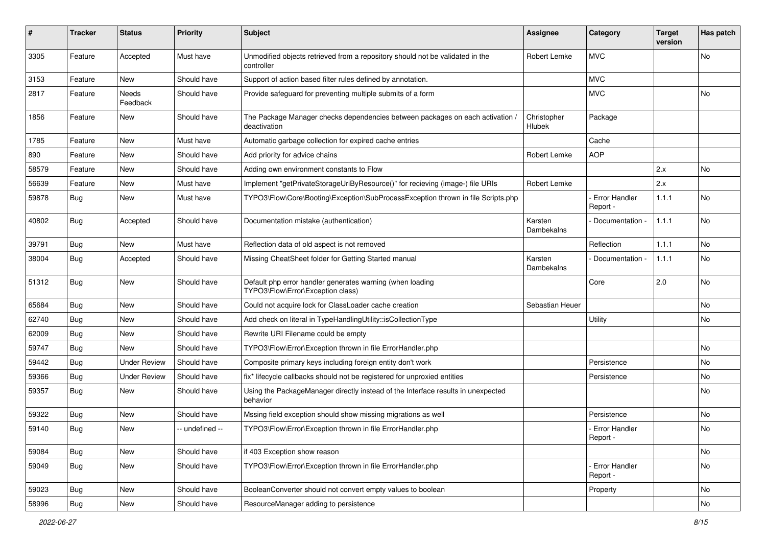| # | Tracker | Status | Priority | Subject | Assignee | Category | Target version | Has patch |
|---|---|---|---|---|---|---|---|---|
| 3305 | Feature | Accepted | Must have | Unmodified objects retrieved from a repository should not be validated in the controller | Robert Lemke | MVC | | No |
| 3153 | Feature | New | Should have | Support of action based filter rules defined by annotation. | | MVC | | |
| 2817 | Feature | Needs Feedback | Should have | Provide safeguard for preventing multiple submits of a form | | MVC | | No |
| 1856 | Feature | New | Should have | The Package Manager checks dependencies between packages on each activation / deactivation | Christopher Hlubek | Package | | |
| 1785 | Feature | New | Must have | Automatic garbage collection for expired cache entries | | Cache | | |
| 890 | Feature | New | Should have | Add priority for advice chains | Robert Lemke | AOP | | |
| 58579 | Feature | New | Should have | Adding own environment constants to Flow | | | 2.x | No |
| 56639 | Feature | New | Must have | Implement "getPrivateStorageUriByResource()" for recieving (image-) file URIs | Robert Lemke | | 2.x | |
| 59878 | Bug | New | Must have | TYPO3\Flow\Core\Booting\Exception\SubProcessException thrown in file Scripts.php | | - Error Handler Report - | 1.1.1 | No |
| 40802 | Bug | Accepted | Should have | Documentation mistake (authentication) | Karsten Dambekalns | - Documentation - | 1.1.1 | No |
| 39791 | Bug | New | Must have | Reflection data of old aspect is not removed | | Reflection | 1.1.1 | No |
| 38004 | Bug | Accepted | Should have | Missing CheatSheet folder for Getting Started manual | Karsten Dambekalns | - Documentation - | 1.1.1 | No |
| 51312 | Bug | New | Should have | Default php error handler generates warning (when loading TYPO3\Flow\Error\Exception class) | | Core | 2.0 | No |
| 65684 | Bug | New | Should have | Could not acquire lock for ClassLoader cache creation | Sebastian Heuer | | | No |
| 62740 | Bug | New | Should have | Add check on literal in TypeHandlingUtility::isCollectionType | | Utility | | No |
| 62009 | Bug | New | Should have | Rewrite URI Filename could be empty | | | | |
| 59747 | Bug | New | Should have | TYPO3\Flow\Error\Exception thrown in file ErrorHandler.php | | | | No |
| 59442 | Bug | Under Review | Should have | Composite primary keys including foreign entity don't work | | Persistence | | No |
| 59366 | Bug | Under Review | Should have | fix* lifecycle callbacks should not be registered for unproxied entities | | Persistence | | No |
| 59357 | Bug | New | Should have | Using the PackageManager directly instead of the Interface results in unexpected behavior | | | | No |
| 59322 | Bug | New | Should have | Mssing field exception should show missing migrations as well | | Persistence | | No |
| 59140 | Bug | New | -- undefined -- | TYPO3\Flow\Error\Exception thrown in file ErrorHandler.php | | - Error Handler Report - | | No |
| 59084 | Bug | New | Should have | if 403 Exception show reason | | | | No |
| 59049 | Bug | New | Should have | TYPO3\Flow\Error\Exception thrown in file ErrorHandler.php | | - Error Handler Report - | | No |
| 59023 | Bug | New | Should have | BooleanConverter should not convert empty values to boolean | | Property | | No |
| 58996 | Bug | New | Should have | ResourceManager adding to persistence | | | | No |

2022-06-27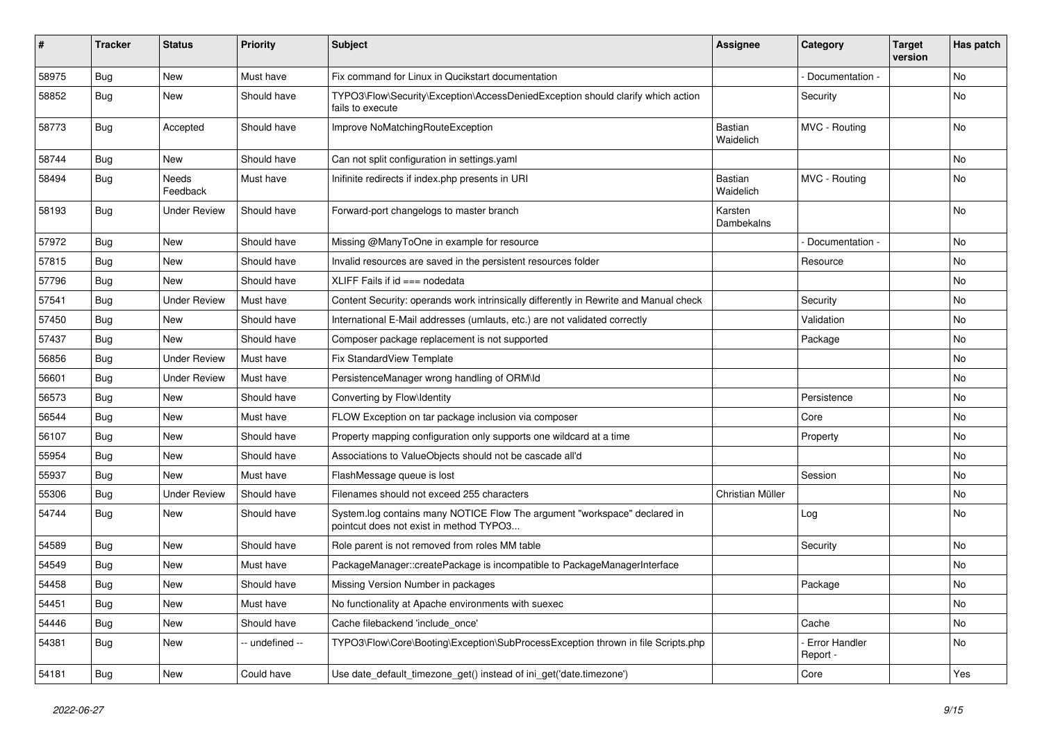| # | Tracker | Status | Priority | Subject | Assignee | Category | Target version | Has patch |
|---|---|---|---|---|---|---|---|---|
| 58975 | Bug | New | Must have | Fix command for Linux in Qucikstart documentation | | - Documentation - | | No |
| 58852 | Bug | New | Should have | TYPO3\Flow\Security\Exception\AccessDeniedException should clarify which action fails to execute | | Security | | No |
| 58773 | Bug | Accepted | Should have | Improve NoMatchingRouteException | Bastian Waidelich | MVC - Routing | | No |
| 58744 | Bug | New | Should have | Can not split configuration in settings.yaml | | | | No |
| 58494 | Bug | Needs Feedback | Must have | Inifinite redirects if index.php presents in URI | Bastian Waidelich | MVC - Routing | | No |
| 58193 | Bug | Under Review | Should have | Forward-port changelogs to master branch | Karsten Dambekalns | | | No |
| 57972 | Bug | New | Should have | Missing @ManyToOne in example for resource | | - Documentation - | | No |
| 57815 | Bug | New | Should have | Invalid resources are saved in the persistent resources folder | | Resource | | No |
| 57796 | Bug | New | Should have | XLIFF Fails if id === nodedata | | | | No |
| 57541 | Bug | Under Review | Must have | Content Security: operands work intrinsically differently in Rewrite and Manual check | | Security | | No |
| 57450 | Bug | New | Should have | International E-Mail addresses (umlauts, etc.) are not validated correctly | | Validation | | No |
| 57437 | Bug | New | Should have | Composer package replacement is not supported | | Package | | No |
| 56856 | Bug | Under Review | Must have | Fix StandardView Template | | | | No |
| 56601 | Bug | Under Review | Must have | PersistenceManager wrong handling of ORM\Id | | | | No |
| 56573 | Bug | New | Should have | Converting by Flow\Identity | | Persistence | | No |
| 56544 | Bug | New | Must have | FLOW Exception on tar package inclusion via composer | | Core | | No |
| 56107 | Bug | New | Should have | Property mapping configuration only supports one wildcard at a time | | Property | | No |
| 55954 | Bug | New | Should have | Associations to ValueObjects should not be cascade all'd | | | | No |
| 55937 | Bug | New | Must have | FlashMessage queue is lost | | Session | | No |
| 55306 | Bug | Under Review | Should have | Filenames should not exceed 255 characters | Christian Müller | | | No |
| 54744 | Bug | New | Should have | System.log contains many NOTICE Flow The argument "workspace" declared in pointcut does not exist in method TYPO3... | | Log | | No |
| 54589 | Bug | New | Should have | Role parent is not removed from roles MM table | | Security | | No |
| 54549 | Bug | New | Must have | PackageManager::createPackage is incompatible to PackageManagerInterface | | | | No |
| 54458 | Bug | New | Should have | Missing Version Number in packages | | Package | | No |
| 54451 | Bug | New | Must have | No functionality at Apache environments with suexec | | | | No |
| 54446 | Bug | New | Should have | Cache filebackend 'include_once' | | Cache | | No |
| 54381 | Bug | New | -- undefined -- | TYPO3\Flow\Core\Booting\Exception\SubProcessException thrown in file Scripts.php | | - Error Handler Report - | | No |
| 54181 | Bug | New | Could have | Use date_default_timezone_get() instead of ini_get('date.timezone') | | Core | | Yes |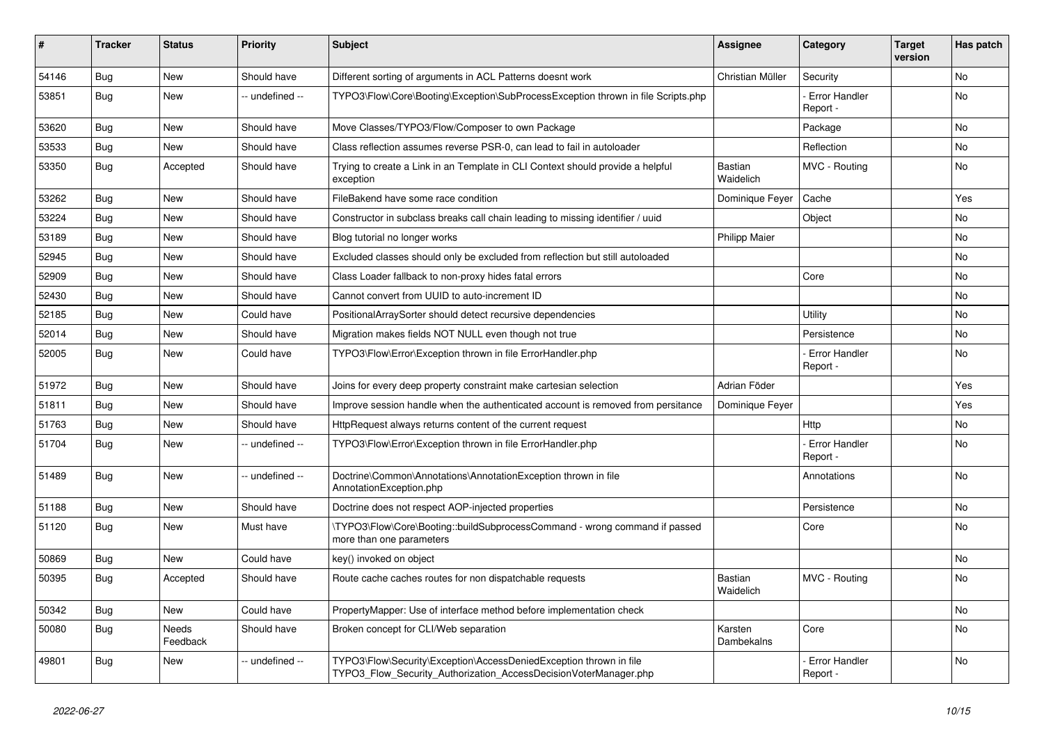| # | Tracker | Status | Priority | Subject | Assignee | Category | Target version | Has patch |
|---|---|---|---|---|---|---|---|---|
| 54146 | Bug | New | Should have | Different sorting of arguments in ACL Patterns doesnt work | Christian Müller | Security | | No |
| 53851 | Bug | New | -- undefined -- | TYPO3\Flow\Core\Booting\Exception\SubProcessException thrown in file Scripts.php | | - Error Handler Report - | | No |
| 53620 | Bug | New | Should have | Move Classes/TYPO3/Flow/Composer to own Package | | Package | | No |
| 53533 | Bug | New | Should have | Class reflection assumes reverse PSR-0, can lead to fail in autoloader | | Reflection | | No |
| 53350 | Bug | Accepted | Should have | Trying to create a Link in an Template in CLI Context should provide a helpful exception | Bastian Waidelich | MVC - Routing | | No |
| 53262 | Bug | New | Should have | FileBakend have some race condition | Dominique Feyer | Cache | | Yes |
| 53224 | Bug | New | Should have | Constructor in subclass breaks call chain leading to missing identifier / uuid | | Object | | No |
| 53189 | Bug | New | Should have | Blog tutorial no longer works | Philipp Maier | | | No |
| 52945 | Bug | New | Should have | Excluded classes should only be excluded from reflection but still autoloaded | | | | No |
| 52909 | Bug | New | Should have | Class Loader fallback to non-proxy hides fatal errors | | Core | | No |
| 52430 | Bug | New | Should have | Cannot convert from UUID to auto-increment ID | | | | No |
| 52185 | Bug | New | Could have | PositionalArraySorter should detect recursive dependencies | | Utility | | No |
| 52014 | Bug | New | Should have | Migration makes fields NOT NULL even though not true | | Persistence | | No |
| 52005 | Bug | New | Could have | TYPO3\Flow\Error\Exception thrown in file ErrorHandler.php | | - Error Handler Report - | | No |
| 51972 | Bug | New | Should have | Joins for every deep property constraint make cartesian selection | Adrian Föder | | | Yes |
| 51811 | Bug | New | Should have | Improve session handle when the authenticated account is removed from persitance | Dominique Feyer | | | Yes |
| 51763 | Bug | New | Should have | HttpRequest always returns content of the current request | | Http | | No |
| 51704 | Bug | New | -- undefined -- | TYPO3\Flow\Error\Exception thrown in file ErrorHandler.php | | - Error Handler Report - | | No |
| 51489 | Bug | New | -- undefined -- | Doctrine\Common\Annotations\AnnotationException thrown in file AnnotationException.php | | Annotations | | No |
| 51188 | Bug | New | Should have | Doctrine does not respect AOP-injected properties | | Persistence | | No |
| 51120 | Bug | New | Must have | \TYPO3\Flow\Core\Booting::buildSubprocessCommand - wrong command if passed more than one parameters | | Core | | No |
| 50869 | Bug | New | Could have | key() invoked on object | | | | No |
| 50395 | Bug | Accepted | Should have | Route cache caches routes for non dispatchable requests | Bastian Waidelich | MVC - Routing | | No |
| 50342 | Bug | New | Could have | PropertyMapper: Use of interface method before implementation check | | | | No |
| 50080 | Bug | Needs Feedback | Should have | Broken concept for CLI/Web separation | Karsten Dambekalns | Core | | No |
| 49801 | Bug | New | -- undefined -- | TYPO3\Flow\Security\Exception\AccessDeniedException thrown in file TYPO3_Flow_Security_Authorization_AccessDecisionVoterManager.php | | - Error Handler Report - | | No |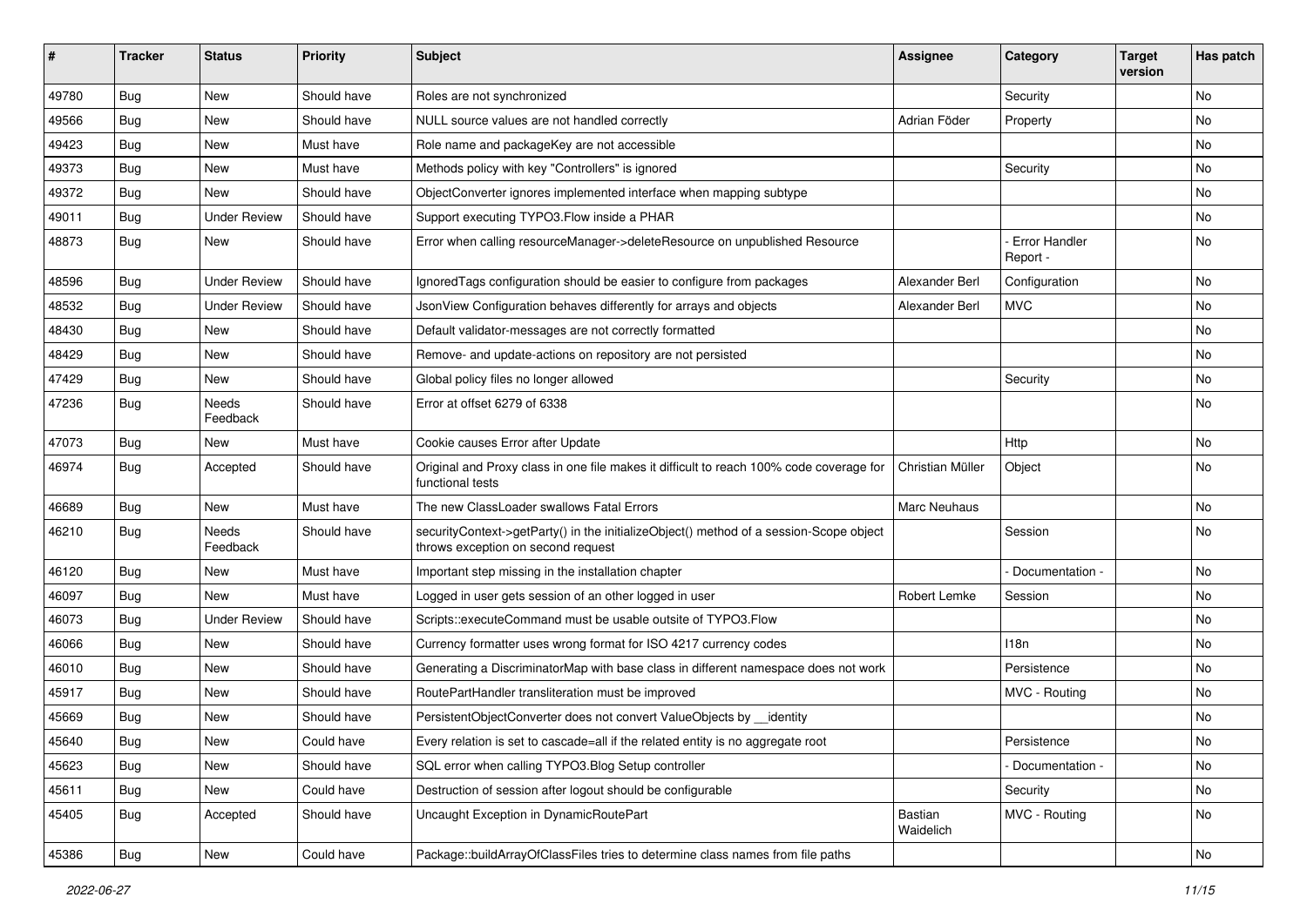| # | Tracker | Status | Priority | Subject | Assignee | Category | Target version | Has patch |
|---|---|---|---|---|---|---|---|---|
| 49780 | Bug | New | Should have | Roles are not synchronized | | Security | | No |
| 49566 | Bug | New | Should have | NULL source values are not handled correctly | Adrian Föder | Property | | No |
| 49423 | Bug | New | Must have | Role name and packageKey are not accessible | | | | No |
| 49373 | Bug | New | Must have | Methods policy with key "Controllers" is ignored | | Security | | No |
| 49372 | Bug | New | Should have | ObjectConverter ignores implemented interface when mapping subtype | | | | No |
| 49011 | Bug | Under Review | Should have | Support executing TYPO3.Flow inside a PHAR | | | | No |
| 48873 | Bug | New | Should have | Error when calling resourceManager->deleteResource on unpublished Resource | | - Error Handler Report - | | No |
| 48596 | Bug | Under Review | Should have | IgnoredTags configuration should be easier to configure from packages | Alexander Berl | Configuration | | No |
| 48532 | Bug | Under Review | Should have | JsonView Configuration behaves differently for arrays and objects | Alexander Berl | MVC | | No |
| 48430 | Bug | New | Should have | Default validator-messages are not correctly formatted | | | | No |
| 48429 | Bug | New | Should have | Remove- and update-actions on repository are not persisted | | | | No |
| 47429 | Bug | New | Should have | Global policy files no longer allowed | | Security | | No |
| 47236 | Bug | Needs Feedback | Should have | Error at offset 6279 of 6338 | | | | No |
| 47073 | Bug | New | Must have | Cookie causes Error after Update | | Http | | No |
| 46974 | Bug | Accepted | Should have | Original and Proxy class in one file makes it difficult to reach 100% code coverage for functional tests | Christian Müller | Object | | No |
| 46689 | Bug | New | Must have | The new ClassLoader swallows Fatal Errors | Marc Neuhaus | | | No |
| 46210 | Bug | Needs Feedback | Should have | securityContext->getParty() in the initializeObject() method of a session-Scope object throws exception on second request | | Session | | No |
| 46120 | Bug | New | Must have | Important step missing in the installation chapter | | - Documentation - | | No |
| 46097 | Bug | New | Must have | Logged in user gets session of an other logged in user | Robert Lemke | Session | | No |
| 46073 | Bug | Under Review | Should have | Scripts::executeCommand must be usable outsite of TYPO3.Flow | | | | No |
| 46066 | Bug | New | Should have | Currency formatter uses wrong format for ISO 4217 currency codes | | I18n | | No |
| 46010 | Bug | New | Should have | Generating a DiscriminatorMap with base class in different namespace does not work | | Persistence | | No |
| 45917 | Bug | New | Should have | RoutePartHandler transliteration must be improved | | MVC - Routing | | No |
| 45669 | Bug | New | Should have | PersistentObjectConverter does not convert ValueObjects by __identity | | | | No |
| 45640 | Bug | New | Could have | Every relation is set to cascade=all if the related entity is no aggregate root | | Persistence | | No |
| 45623 | Bug | New | Should have | SQL error when calling TYPO3.Blog Setup controller | | - Documentation - | | No |
| 45611 | Bug | New | Could have | Destruction of session after logout should be configurable | | Security | | No |
| 45405 | Bug | Accepted | Should have | Uncaught Exception in DynamicRoutePart | Bastian Waidelich | MVC - Routing | | No |
| 45386 | Bug | New | Could have | Package::buildArrayOfClassFiles tries to determine class names from file paths | | | | No |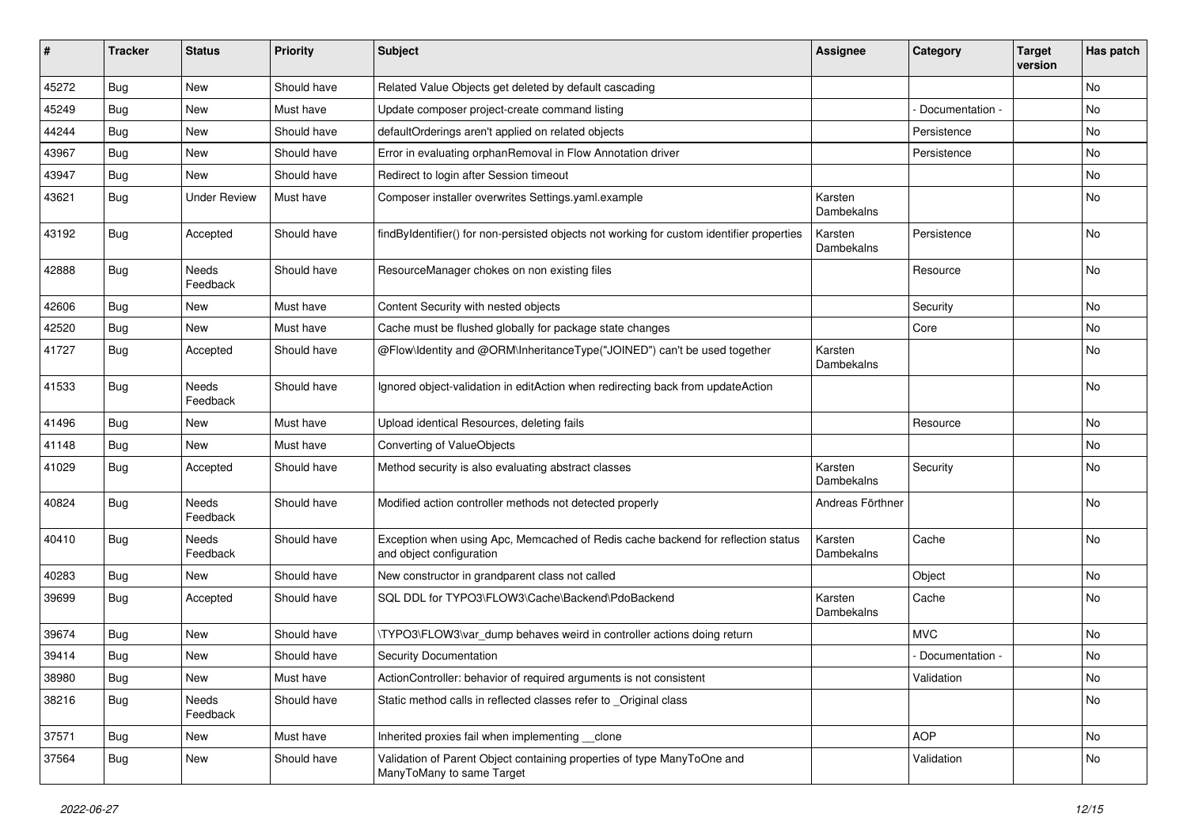| # | Tracker | Status | Priority | Subject | Assignee | Category | Target version | Has patch |
|---|---|---|---|---|---|---|---|---|
| 45272 | Bug | New | Should have | Related Value Objects get deleted by default cascading | | | | No |
| 45249 | Bug | New | Must have | Update composer project-create command listing | | - Documentation - | | No |
| 44244 | Bug | New | Should have | defaultOrderings aren't applied on related objects | | Persistence | | No |
| 43967 | Bug | New | Should have | Error in evaluating orphanRemoval in Flow Annotation driver | | Persistence | | No |
| 43947 | Bug | New | Should have | Redirect to login after Session timeout | | | | No |
| 43621 | Bug | Under Review | Must have | Composer installer overwrites Settings.yaml.example | Karsten Dambekalns | | | No |
| 43192 | Bug | Accepted | Should have | findByIdentifier() for non-persisted objects not working for custom identifier properties | Karsten Dambekalns | Persistence | | No |
| 42888 | Bug | Needs Feedback | Should have | ResourceManager chokes on non existing files | | Resource | | No |
| 42606 | Bug | New | Must have | Content Security with nested objects | | Security | | No |
| 42520 | Bug | New | Must have | Cache must be flushed globally for package state changes | | Core | | No |
| 41727 | Bug | Accepted | Should have | @Flow\Identity and @ORM\InheritanceType("JOINED") can't be used together | Karsten Dambekalns | | | No |
| 41533 | Bug | Needs Feedback | Should have | Ignored object-validation in editAction when redirecting back from updateAction | | | | No |
| 41496 | Bug | New | Must have | Upload identical Resources, deleting fails | | Resource | | No |
| 41148 | Bug | New | Must have | Converting of ValueObjects | | | | No |
| 41029 | Bug | Accepted | Should have | Method security is also evaluating abstract classes | Karsten Dambekalns | Security | | No |
| 40824 | Bug | Needs Feedback | Should have | Modified action controller methods not detected properly | Andreas Förthner | | | No |
| 40410 | Bug | Needs Feedback | Should have | Exception when using Apc, Memcached of Redis cache backend for reflection status and object configuration | Karsten Dambekalns | Cache | | No |
| 40283 | Bug | New | Should have | New constructor in grandparent class not called | | Object | | No |
| 39699 | Bug | Accepted | Should have | SQL DDL for TYPO3\FLOW3\Cache\Backend\PdoBackend | Karsten Dambekalns | Cache | | No |
| 39674 | Bug | New | Should have | \TYPO3\FLOW3\var_dump behaves weird in controller actions doing return | | MVC | | No |
| 39414 | Bug | New | Should have | Security Documentation | | - Documentation - | | No |
| 38980 | Bug | New | Must have | ActionController: behavior of required arguments is not consistent | | Validation | | No |
| 38216 | Bug | Needs Feedback | Should have | Static method calls in reflected classes refer to _Original class | | | | No |
| 37571 | Bug | New | Must have | Inherited proxies fail when implementing __clone | | AOP | | No |
| 37564 | Bug | New | Should have | Validation of Parent Object containing properties of type ManyToOne and ManyToMany to same Target | | Validation | | No |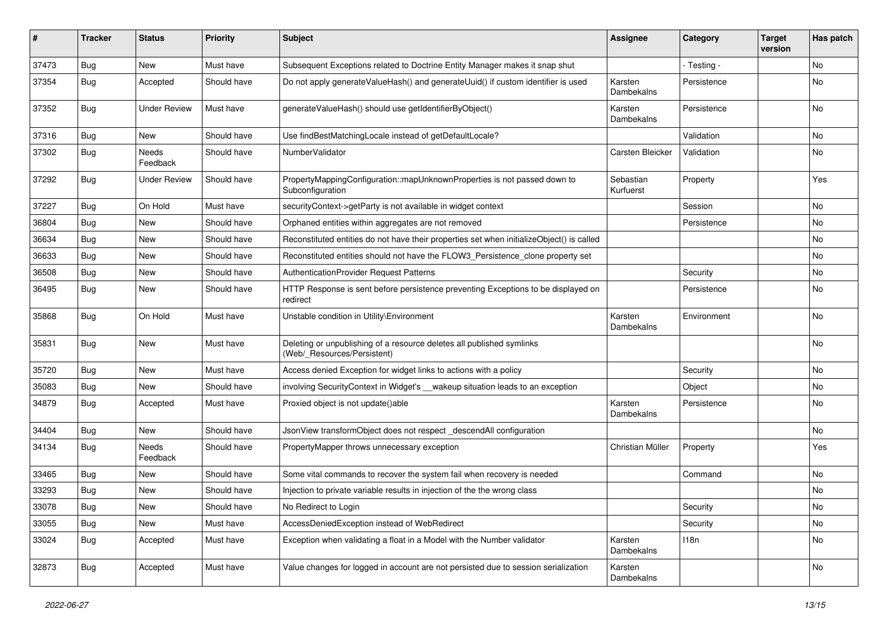| # | Tracker | Status | Priority | Subject | Assignee | Category | Target version | Has patch |
|---|---|---|---|---|---|---|---|---|
| 37473 | Bug | New | Must have | Subsequent Exceptions related to Doctrine Entity Manager makes it snap shut | | - Testing - | | No |
| 37354 | Bug | Accepted | Should have | Do not apply generateValueHash() and generateUuid() if custom identifier is used | Karsten Dambekalns | Persistence | | No |
| 37352 | Bug | Under Review | Must have | generateValueHash() should use getIdentifierByObject() | Karsten Dambekalns | Persistence | | No |
| 37316 | Bug | New | Should have | Use findBestMatchingLocale instead of getDefaultLocale? | | Validation | | No |
| 37302 | Bug | Needs Feedback | Should have | NumberValidator | Carsten Bleicker | Validation | | No |
| 37292 | Bug | Under Review | Should have | PropertyMappingConfiguration::mapUnknownProperties is not passed down to Subconfiguration | Sebastian Kurfuerst | Property | | Yes |
| 37227 | Bug | On Hold | Must have | securityContext->getParty is not available in widget context | | Session | | No |
| 36804 | Bug | New | Should have | Orphaned entities within aggregates are not removed | | Persistence | | No |
| 36634 | Bug | New | Should have | Reconstituted entities do not have their properties set when initializeObject() is called | | | | No |
| 36633 | Bug | New | Should have | Reconstituted entities should not have the FLOW3_Persistence_clone property set | | | | No |
| 36508 | Bug | New | Should have | AuthenticationProvider Request Patterns | | Security | | No |
| 36495 | Bug | New | Should have | HTTP Response is sent before persistence preventing Exceptions to be displayed on redirect | | Persistence | | No |
| 35868 | Bug | On Hold | Must have | Unstable condition in Utility\Environment | Karsten Dambekalns | Environment | | No |
| 35831 | Bug | New | Must have | Deleting or unpublishing of a resource deletes all published symlinks (Web/_Resources/Persistent) | | | | No |
| 35720 | Bug | New | Must have | Access denied Exception for widget links to actions with a policy | | Security | | No |
| 35083 | Bug | New | Should have | involving SecurityContext in Widget's __wakeup situation leads to an exception | | Object | | No |
| 34879 | Bug | Accepted | Must have | Proxied object is not update()able | Karsten Dambekalns | Persistence | | No |
| 34404 | Bug | New | Should have | JsonView transformObject does not respect _descendAll configuration | | | | No |
| 34134 | Bug | Needs Feedback | Should have | PropertyMapper throws unnecessary exception | Christian Müller | Property | | Yes |
| 33465 | Bug | New | Should have | Some vital commands to recover the system fail when recovery is needed | | Command | | No |
| 33293 | Bug | New | Should have | Injection to private variable results in injection of the the wrong class | | | | No |
| 33078 | Bug | New | Should have | No Redirect to Login | | Security | | No |
| 33055 | Bug | New | Must have | AccessDeniedException instead of WebRedirect | | Security | | No |
| 33024 | Bug | Accepted | Must have | Exception when validating a float in a Model with the Number validator | Karsten Dambekalns | I18n | | No |
| 32873 | Bug | Accepted | Must have | Value changes for logged in account are not persisted due to session serialization | Karsten Dambekalns | | | No |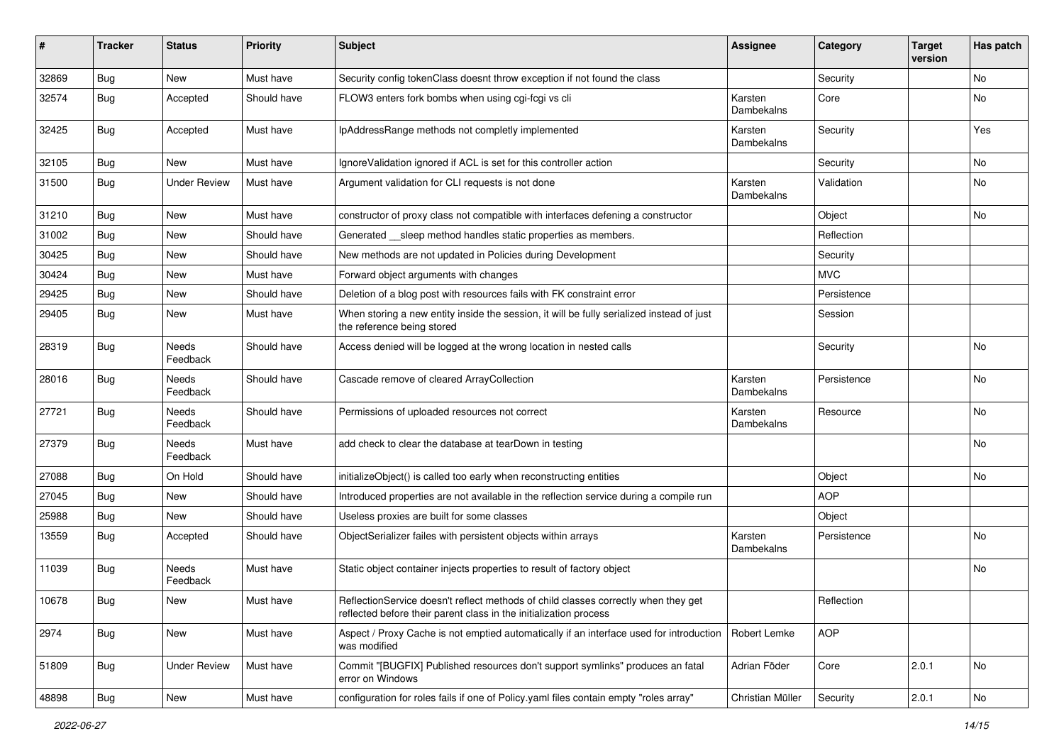| # | Tracker | Status | Priority | Subject | Assignee | Category | Target version | Has patch |
|---|---|---|---|---|---|---|---|---|
| 32869 | Bug | New | Must have | Security config tokenClass doesnt throw exception if not found the class | | Security | | No |
| 32574 | Bug | Accepted | Should have | FLOW3 enters fork bombs when using cgi-fcgi vs cli | Karsten Dambekalns | Core | | No |
| 32425 | Bug | Accepted | Must have | IpAddressRange methods not completly implemented | Karsten Dambekalns | Security | | Yes |
| 32105 | Bug | New | Must have | IgnoreValidation ignored if ACL is set for this controller action | | Security | | No |
| 31500 | Bug | Under Review | Must have | Argument validation for CLI requests is not done | Karsten Dambekalns | Validation | | No |
| 31210 | Bug | New | Must have | constructor of proxy class not compatible with interfaces defening a constructor | | Object | | No |
| 31002 | Bug | New | Should have | Generated __sleep method handles static properties as members. | | Reflection | | |
| 30425 | Bug | New | Should have | New methods are not updated in Policies during Development | | Security | | |
| 30424 | Bug | New | Must have | Forward object arguments with changes | | MVC | | |
| 29425 | Bug | New | Should have | Deletion of a blog post with resources fails with FK constraint error | | Persistence | | |
| 29405 | Bug | New | Must have | When storing a new entity inside the session, it will be fully serialized instead of just the reference being stored | | Session | | |
| 28319 | Bug | Needs Feedback | Should have | Access denied will be logged at the wrong location in nested calls | | Security | | No |
| 28016 | Bug | Needs Feedback | Should have | Cascade remove of cleared ArrayCollection | Karsten Dambekalns | Persistence | | No |
| 27721 | Bug | Needs Feedback | Should have | Permissions of uploaded resources not correct | Karsten Dambekalns | Resource | | No |
| 27379 | Bug | Needs Feedback | Must have | add check to clear the database at tearDown in testing | | | | No |
| 27088 | Bug | On Hold | Should have | initializeObject() is called too early when reconstructing entities | | Object | | No |
| 27045 | Bug | New | Should have | Introduced properties are not available in the reflection service during a compile run | | AOP | | |
| 25988 | Bug | New | Should have | Useless proxies are built for some classes | | Object | | |
| 13559 | Bug | Accepted | Should have | ObjectSerializer failes with persistent objects within arrays | Karsten Dambekalns | Persistence | | No |
| 11039 | Bug | Needs Feedback | Must have | Static object container injects properties to result of factory object | | | | No |
| 10678 | Bug | New | Must have | ReflectionService doesn't reflect methods of child classes correctly when they get reflected before their parent class in the initialization process | | Reflection | | |
| 2974 | Bug | New | Must have | Aspect / Proxy Cache is not emptied automatically if an interface used for introduction was modified | Robert Lemke | AOP | | |
| 51809 | Bug | Under Review | Must have | Commit "[BUGFIX] Published resources don't support symlinks" produces an fatal error on Windows | Adrian Föder | Core | 2.0.1 | No |
| 48898 | Bug | New | Must have | configuration for roles fails if one of Policy.yaml files contain empty "roles array" | Christian Müller | Security | 2.0.1 | No |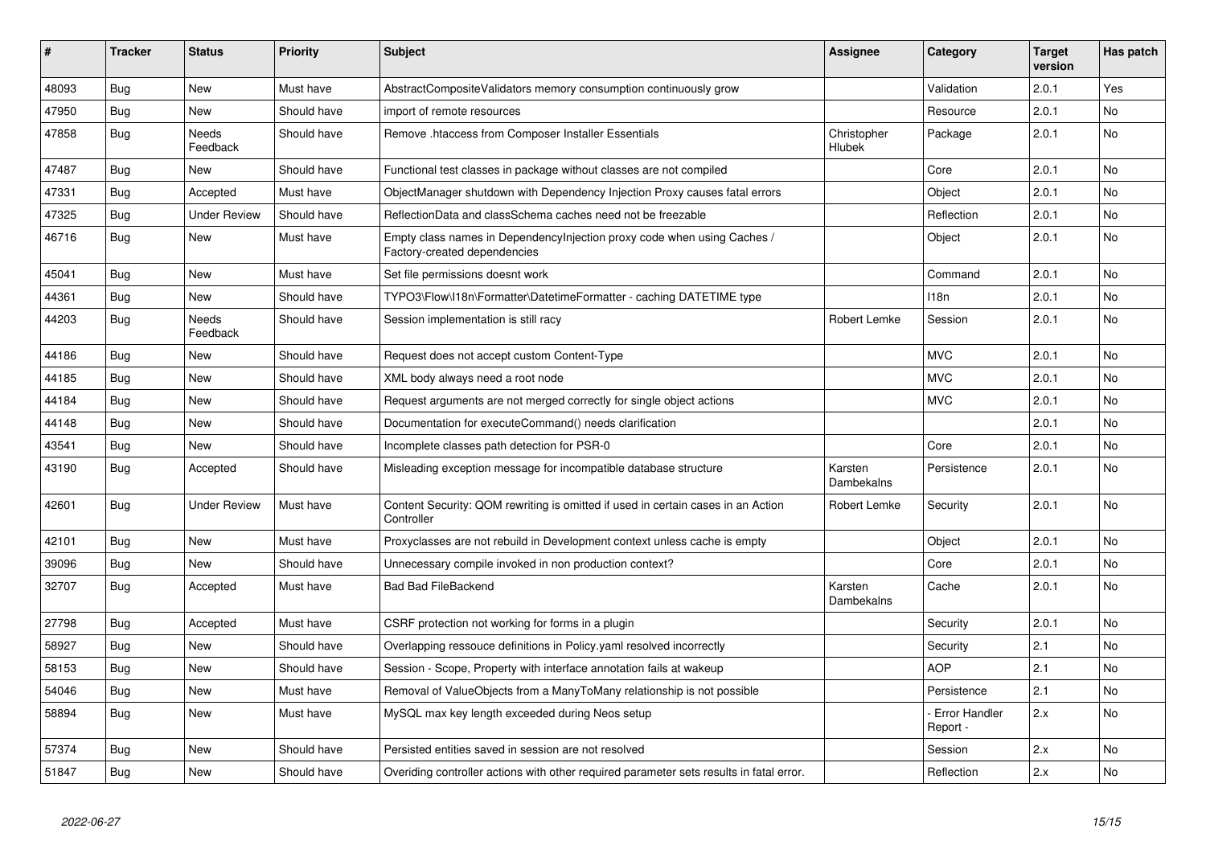| # | Tracker | Status | Priority | Subject | Assignee | Category | Target version | Has patch |
|---|---|---|---|---|---|---|---|---|
| 48093 | Bug | New | Must have | AbstractCompositeValidators memory consumption continuously grow | | Validation | 2.0.1 | Yes |
| 47950 | Bug | New | Should have | import of remote resources | | Resource | 2.0.1 | No |
| 47858 | Bug | Needs Feedback | Should have | Remove .htaccess from Composer Installer Essentials | Christopher Hlubek | Package | 2.0.1 | No |
| 47487 | Bug | New | Should have | Functional test classes in package without classes are not compiled | | Core | 2.0.1 | No |
| 47331 | Bug | Accepted | Must have | ObjectManager shutdown with Dependency Injection Proxy causes fatal errors | | Object | 2.0.1 | No |
| 47325 | Bug | Under Review | Should have | ReflectionData and classSchema caches need not be freezable | | Reflection | 2.0.1 | No |
| 46716 | Bug | New | Must have | Empty class names in DependencyInjection proxy code when using Caches / Factory-created dependencies | | Object | 2.0.1 | No |
| 45041 | Bug | New | Must have | Set file permissions doesnt work | | Command | 2.0.1 | No |
| 44361 | Bug | New | Should have | TYPO3\Flow\I18n\Formatter\DatetimeFormatter - caching DATETIME type | | I18n | 2.0.1 | No |
| 44203 | Bug | Needs Feedback | Should have | Session implementation is still racy | Robert Lemke | Session | 2.0.1 | No |
| 44186 | Bug | New | Should have | Request does not accept custom Content-Type | | MVC | 2.0.1 | No |
| 44185 | Bug | New | Should have | XML body always need a root node | | MVC | 2.0.1 | No |
| 44184 | Bug | New | Should have | Request arguments are not merged correctly for single object actions | | MVC | 2.0.1 | No |
| 44148 | Bug | New | Should have | Documentation for executeCommand() needs clarification | | | 2.0.1 | No |
| 43541 | Bug | New | Should have | Incomplete classes path detection for PSR-0 | | Core | 2.0.1 | No |
| 43190 | Bug | Accepted | Should have | Misleading exception message for incompatible database structure | Karsten Dambekalns | Persistence | 2.0.1 | No |
| 42601 | Bug | Under Review | Must have | Content Security: QOM rewriting is omitted if used in certain cases in an Action Controller | Robert Lemke | Security | 2.0.1 | No |
| 42101 | Bug | New | Must have | Proxyclasses are not rebuild in Development context unless cache is empty | | Object | 2.0.1 | No |
| 39096 | Bug | New | Should have | Unnecessary compile invoked in non production context? | | Core | 2.0.1 | No |
| 32707 | Bug | Accepted | Must have | Bad Bad FileBackend | Karsten Dambekalns | Cache | 2.0.1 | No |
| 27798 | Bug | Accepted | Must have | CSRF protection not working for forms in a plugin | | Security | 2.0.1 | No |
| 58927 | Bug | New | Should have | Overlapping ressouce definitions in Policy.yaml resolved incorrectly | | Security | 2.1 | No |
| 58153 | Bug | New | Should have | Session - Scope, Property with interface annotation fails at wakeup | | AOP | 2.1 | No |
| 54046 | Bug | New | Must have | Removal of ValueObjects from a ManyToMany relationship is not possible | | Persistence | 2.1 | No |
| 58894 | Bug | New | Must have | MySQL max key length exceeded during Neos setup | | - Error Handler Report - | 2.x | No |
| 57374 | Bug | New | Should have | Persisted entities saved in session are not resolved | | Session | 2.x | No |
| 51847 | Bug | New | Should have | Overiding controller actions with other required parameter sets results in fatal error. | | Reflection | 2.x | No |